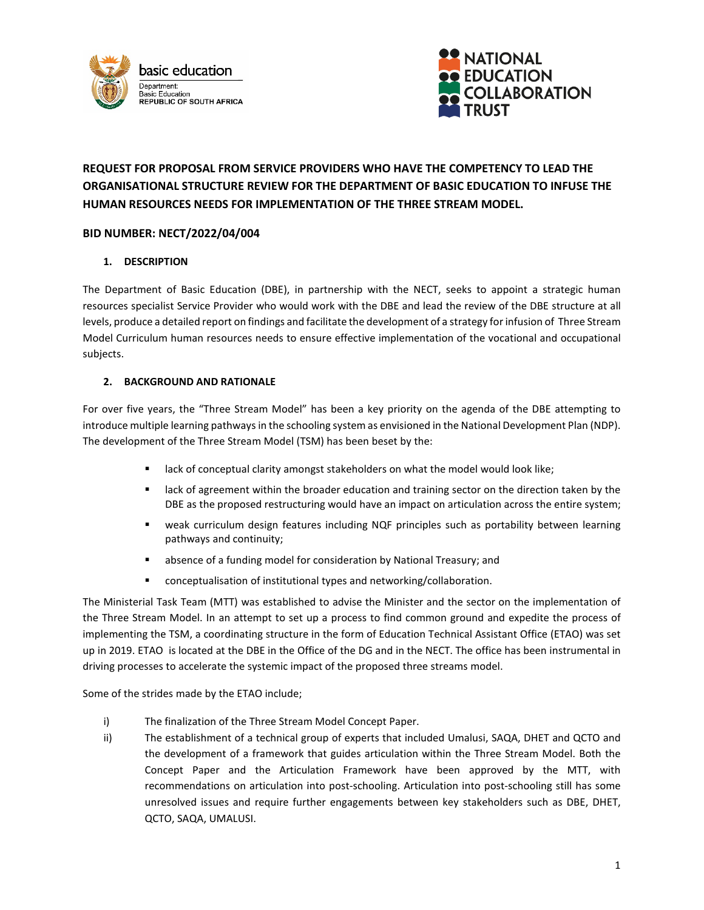**REQUEST FOR PROPOSAL FROM SERVICE PROVIDERS WHO HAVE THE COMPETENCY TO LEAD THE ORGANISATIONAL STRUCTURE REVIEW FOR THE DEPARTMENT OF BASIC EDUCATION TO INFUSE THE HUMAN RESOURCES NEEDS FOR IMPLEMENTATION OF THE THREE STREAM MODEL.**

**BID NUMBER: NECT/2022/04/004**

## 1. DESCRIPTION

The Department of Basic Education (DBE), in partnership with the NECT, seeks to appoint a strategic human resources specialist Service Provider who would work with the DBE and lead the review of the DBE structure at all levels, produce a detailed report on findings and facilitate the development of a strategy for infusion of Three Stream Model Curriculum human resources needs to ensure effective implementation of the vocational and occupational subjects.

## 2. BACKGROUND AND RATIONALE

For over five years, the "Three Stream Model" has been a key priority on the agenda of the DBE attempting to introduce multiple learning pathways in the schooling system as envisioned in the National Development Plan (NDP). The development of the Three Stream Model (TSM) has been beset by the:

- lack of conceptual clarity amongst stakeholders on what the model would look like;
- lack of agreement within the broader education and training sector on the direction taken by the DBE as the proposed restructuring would have an impact on articulation across the entire system;
- weak curriculum design features including NQF principles such as portability between learning pathways and continuity;
- absence of a funding model for consideration by National Treasury; and
- conceptualisation of institutional types and networking/collaboration.

The Ministerial Task Team (MTT) was established to advise the Minister and the sector on the implementation of the Three Stream Model. In an attempt to set up a process to find common ground and expedite the process of implementing the TSM, a coordinating structure in the form of Education Technical Assistant Office (ETAO) was set up in 2019. ETAO is located at the DBE in the Office of the DG and in the NECT. The office has been instrumental in driving processes to accelerate the systemic impact of the proposed three streams model.

Some of the strides made by the ETAO include;

i) The finalization of the Three Stream Model Concept Paper.

ii) The establishment of a technical group of experts that included Umalusi, SAQA, DHET and QCTO and the development of a framework that guides articulation within the Three Stream Model. Both the Concept Paper and the Articulation Framework have been approved by the MTT, with recommendations on articulation into post-schooling. Articulation into post-schooling still has some unresolved issues and require further engagements between key stakeholders such as DBE, DHET, QCTO, SAQA, UMALUSI.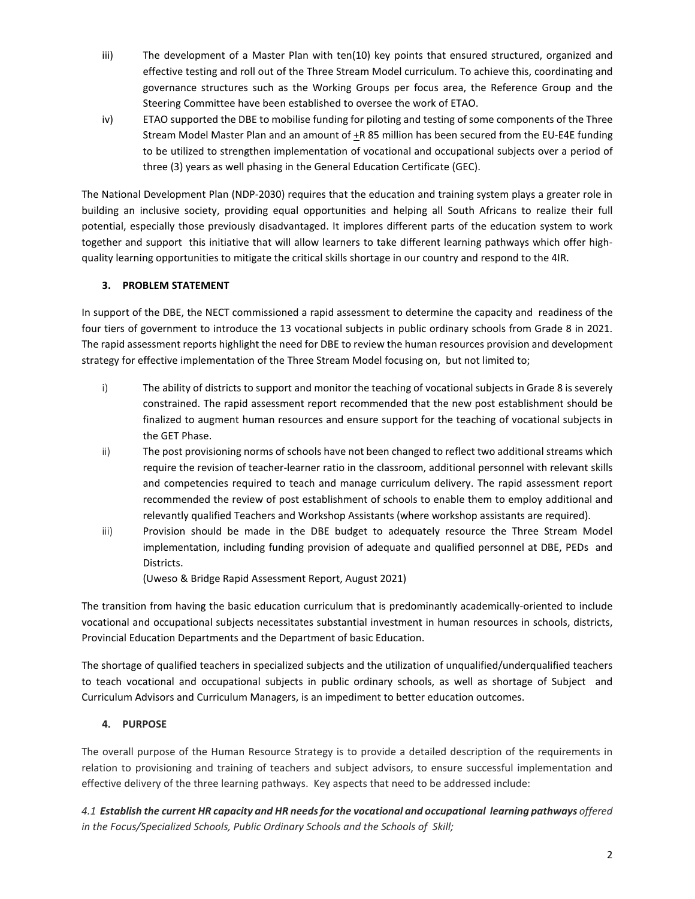iii) The development of a Master Plan with ten(10) key points that ensured structured, organized and effective testing and roll out of the Three Stream Model curriculum. To achieve this, coordinating and governance structures such as the Working Groups per focus area, the Reference Group and the Steering Committee have been established to oversee the work of ETAO.

iv) ETAO supported the DBE to mobilise funding for piloting and testing of some components of the Three Stream Model Master Plan and an amount of ±R 85 million has been secured from the EU-E4E funding to be utilized to strengthen implementation of vocational and occupational subjects over a period of three (3) years as well phasing in the General Education Certificate (GEC).

The National Development Plan (NDP-2030) requires that the education and training system plays a greater role in building an inclusive society, providing equal opportunities and helping all South Africans to realize their full potential, especially those previously disadvantaged. It implores different parts of the education system to work together and support this initiative that will allow learners to take different learning pathways which offer high-quality learning opportunities to mitigate the critical skills shortage in our country and respond to the 4IR.

### 3. PROBLEM STATEMENT

In support of the DBE, the NECT commissioned a rapid assessment to determine the capacity and readiness of the four tiers of government to introduce the 13 vocational subjects in public ordinary schools from Grade 8 in 2021. The rapid assessment reports highlight the need for DBE to review the human resources provision and development strategy for effective implementation of the Three Stream Model focusing on, but not limited to;

i) The ability of districts to support and monitor the teaching of vocational subjects in Grade 8 is severely constrained. The rapid assessment report recommended that the new post establishment should be finalized to augment human resources and ensure support for the teaching of vocational subjects in the GET Phase.

ii) The post provisioning norms of schools have not been changed to reflect two additional streams which require the revision of teacher-learner ratio in the classroom, additional personnel with relevant skills and competencies required to teach and manage curriculum delivery. The rapid assessment report recommended the review of post establishment of schools to enable them to employ additional and relevantly qualified Teachers and Workshop Assistants (where workshop assistants are required).

iii) Provision should be made in the DBE budget to adequately resource the Three Stream Model implementation, including funding provision of adequate and qualified personnel at DBE, PEDs and Districts.
(Uweso & Bridge Rapid Assessment Report, August 2021)

The transition from having the basic education curriculum that is predominantly academically-oriented to include vocational and occupational subjects necessitates substantial investment in human resources in schools, districts, Provincial Education Departments and the Department of basic Education.

The shortage of qualified teachers in specialized subjects and the utilization of unqualified/underqualified teachers to teach vocational and occupational subjects in public ordinary schools, as well as shortage of Subject and Curriculum Advisors and Curriculum Managers, is an impediment to better education outcomes.

### 4. PURPOSE

The overall purpose of the Human Resource Strategy is to provide a detailed description of the requirements in relation to provisioning and training of teachers and subject advisors, to ensure successful implementation and effective delivery of the three learning pathways. Key aspects that need to be addressed include:

*4.1* ***Establish the current HR capacity and HR needs for the vocational and occupational learning pathways*** *offered in the Focus/Specialized Schools, Public Ordinary Schools and the Schools of Skill;*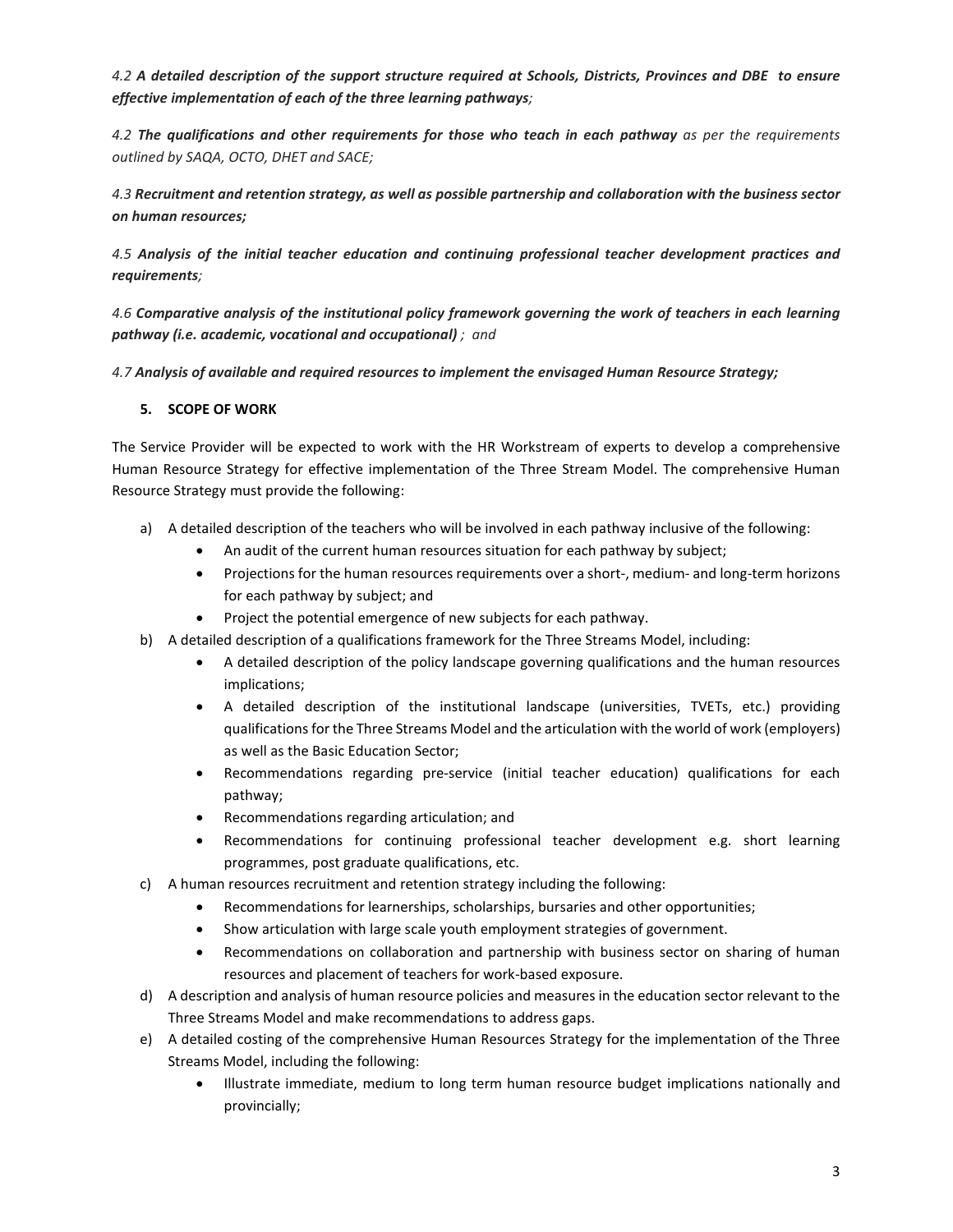*4.2 **A detailed description of the support structure required at Schools, Districts, Provinces and DBE to ensure effective implementation of each of the three learning pathways**;*

*4.2 **The qualifications and other requirements for those who teach in each pathway** as per the requirements outlined by SAQA, OCTO, DHET and SACE;*

*4.3 **Recruitment and retention strategy, as well as possible partnership and collaboration with the business sector on human resources;***

*4.5 **Analysis of the initial teacher education and continuing professional teacher development practices and requirements**;*

*4.6 **Comparative analysis of the institutional policy framework governing the work of teachers in each learning pathway (i.e. academic, vocational and occupational)** ; and*

*4.7 **Analysis of available and required resources to implement the envisaged Human Resource Strategy;***

## 5. SCOPE OF WORK

The Service Provider will be expected to work with the HR Workstream of experts to develop a comprehensive Human Resource Strategy for effective implementation of the Three Stream Model. The comprehensive Human Resource Strategy must provide the following:

a) A detailed description of the teachers who will be involved in each pathway inclusive of the following:
   - An audit of the current human resources situation for each pathway by subject;
   - Projections for the human resources requirements over a short-, medium- and long-term horizons for each pathway by subject; and
   - Project the potential emergence of new subjects for each pathway.

b) A detailed description of a qualifications framework for the Three Streams Model, including:
   - A detailed description of the policy landscape governing qualifications and the human resources implications;
   - A detailed description of the institutional landscape (universities, TVETs, etc.) providing qualifications for the Three Streams Model and the articulation with the world of work (employers) as well as the Basic Education Sector;
   - Recommendations regarding pre-service (initial teacher education) qualifications for each pathway;
   - Recommendations regarding articulation; and
   - Recommendations for continuing professional teacher development e.g. short learning programmes, post graduate qualifications, etc.

c) A human resources recruitment and retention strategy including the following:
   - Recommendations for learnerships, scholarships, bursaries and other opportunities;
   - Show articulation with large scale youth employment strategies of government.
   - Recommendations on collaboration and partnership with business sector on sharing of human resources and placement of teachers for work-based exposure.

d) A description and analysis of human resource policies and measures in the education sector relevant to the Three Streams Model and make recommendations to address gaps.

e) A detailed costing of the comprehensive Human Resources Strategy for the implementation of the Three Streams Model, including the following:
   - Illustrate immediate, medium to long term human resource budget implications nationally and provincially;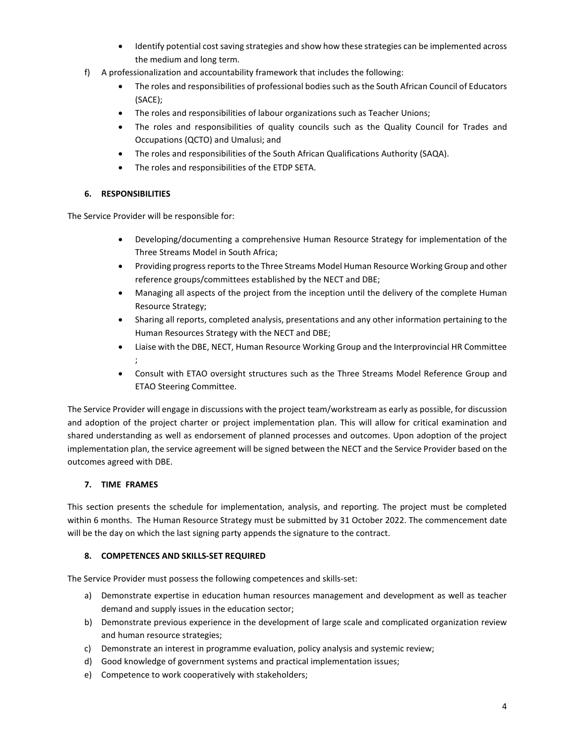- Identify potential cost saving strategies and show how these strategies can be implemented across the medium and long term.

f) A professionalization and accountability framework that includes the following:
   - The roles and responsibilities of professional bodies such as the South African Council of Educators (SACE);
   - The roles and responsibilities of labour organizations such as Teacher Unions;
   - The roles and responsibilities of quality councils such as the Quality Council for Trades and Occupations (QCTO) and Umalusi; and
   - The roles and responsibilities of the South African Qualifications Authority (SAQA).
   - The roles and responsibilities of the ETDP SETA.

## 6. RESPONSIBILITIES

The Service Provider will be responsible for:

- Developing/documenting a comprehensive Human Resource Strategy for implementation of the Three Streams Model in South Africa;
- Providing progress reports to the Three Streams Model Human Resource Working Group and other reference groups/committees established by the NECT and DBE;
- Managing all aspects of the project from the inception until the delivery of the complete Human Resource Strategy;
- Sharing all reports, completed analysis, presentations and any other information pertaining to the Human Resources Strategy with the NECT and DBE;
- Liaise with the DBE, NECT, Human Resource Working Group and the Interprovincial HR Committee ;
- Consult with ETAO oversight structures such as the Three Streams Model Reference Group and ETAO Steering Committee.

The Service Provider will engage in discussions with the project team/workstream as early as possible, for discussion and adoption of the project charter or project implementation plan. This will allow for critical examination and shared understanding as well as endorsement of planned processes and outcomes. Upon adoption of the project implementation plan, the service agreement will be signed between the NECT and the Service Provider based on the outcomes agreed with DBE.

## 7. TIME FRAMES

This section presents the schedule for implementation, analysis, and reporting. The project must be completed within 6 months. The Human Resource Strategy must be submitted by 31 October 2022. The commencement date will be the day on which the last signing party appends the signature to the contract.

## 8. COMPETENCES AND SKILLS-SET REQUIRED

The Service Provider must possess the following competences and skills-set:

a) Demonstrate expertise in education human resources management and development as well as teacher demand and supply issues in the education sector;
b) Demonstrate previous experience in the development of large scale and complicated organization review and human resource strategies;
c) Demonstrate an interest in programme evaluation, policy analysis and systemic review;
d) Good knowledge of government systems and practical implementation issues;
e) Competence to work cooperatively with stakeholders;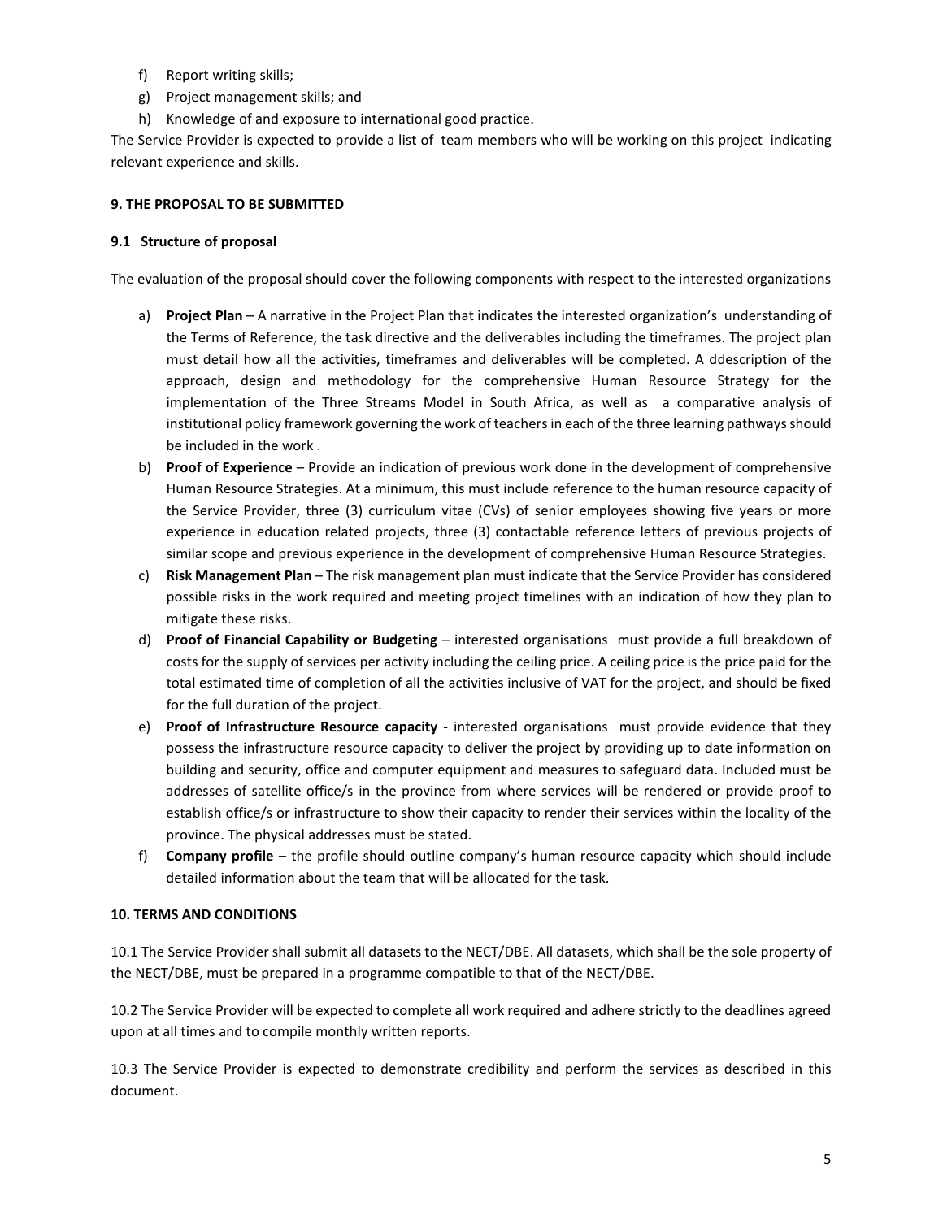f) Report writing skills;
g) Project management skills; and
h) Knowledge of and exposure to international good practice.

The Service Provider is expected to provide a list of team members who will be working on this project indicating relevant experience and skills.

**9. THE PROPOSAL TO BE SUBMITTED**

**9.1 Structure of proposal**

The evaluation of the proposal should cover the following components with respect to the interested organizations

a) **Project Plan** – A narrative in the Project Plan that indicates the interested organization's understanding of the Terms of Reference, the task directive and the deliverables including the timeframes. The project plan must detail how all the activities, timeframes and deliverables will be completed. A ddescription of the approach, design and methodology for the comprehensive Human Resource Strategy for the implementation of the Three Streams Model in South Africa, as well as a comparative analysis of institutional policy framework governing the work of teachers in each of the three learning pathways should be included in the work .

b) **Proof of Experience** – Provide an indication of previous work done in the development of comprehensive Human Resource Strategies. At a minimum, this must include reference to the human resource capacity of the Service Provider, three (3) curriculum vitae (CVs) of senior employees showing five years or more experience in education related projects, three (3) contactable reference letters of previous projects of similar scope and previous experience in the development of comprehensive Human Resource Strategies.

c) **Risk Management Plan** – The risk management plan must indicate that the Service Provider has considered possible risks in the work required and meeting project timelines with an indication of how they plan to mitigate these risks.

d) **Proof of Financial Capability or Budgeting** – interested organisations must provide a full breakdown of costs for the supply of services per activity including the ceiling price. A ceiling price is the price paid for the total estimated time of completion of all the activities inclusive of VAT for the project, and should be fixed for the full duration of the project.

e) **Proof of Infrastructure Resource capacity** - interested organisations must provide evidence that they possess the infrastructure resource capacity to deliver the project by providing up to date information on building and security, office and computer equipment and measures to safeguard data. Included must be addresses of satellite office/s in the province from where services will be rendered or provide proof to establish office/s or infrastructure to show their capacity to render their services within the locality of the province. The physical addresses must be stated.

f) **Company profile** – the profile should outline company's human resource capacity which should include detailed information about the team that will be allocated for the task.

**10. TERMS AND CONDITIONS**

10.1 The Service Provider shall submit all datasets to the NECT/DBE. All datasets, which shall be the sole property of the NECT/DBE, must be prepared in a programme compatible to that of the NECT/DBE.

10.2 The Service Provider will be expected to complete all work required and adhere strictly to the deadlines agreed upon at all times and to compile monthly written reports.

10.3 The Service Provider is expected to demonstrate credibility and perform the services as described in this document.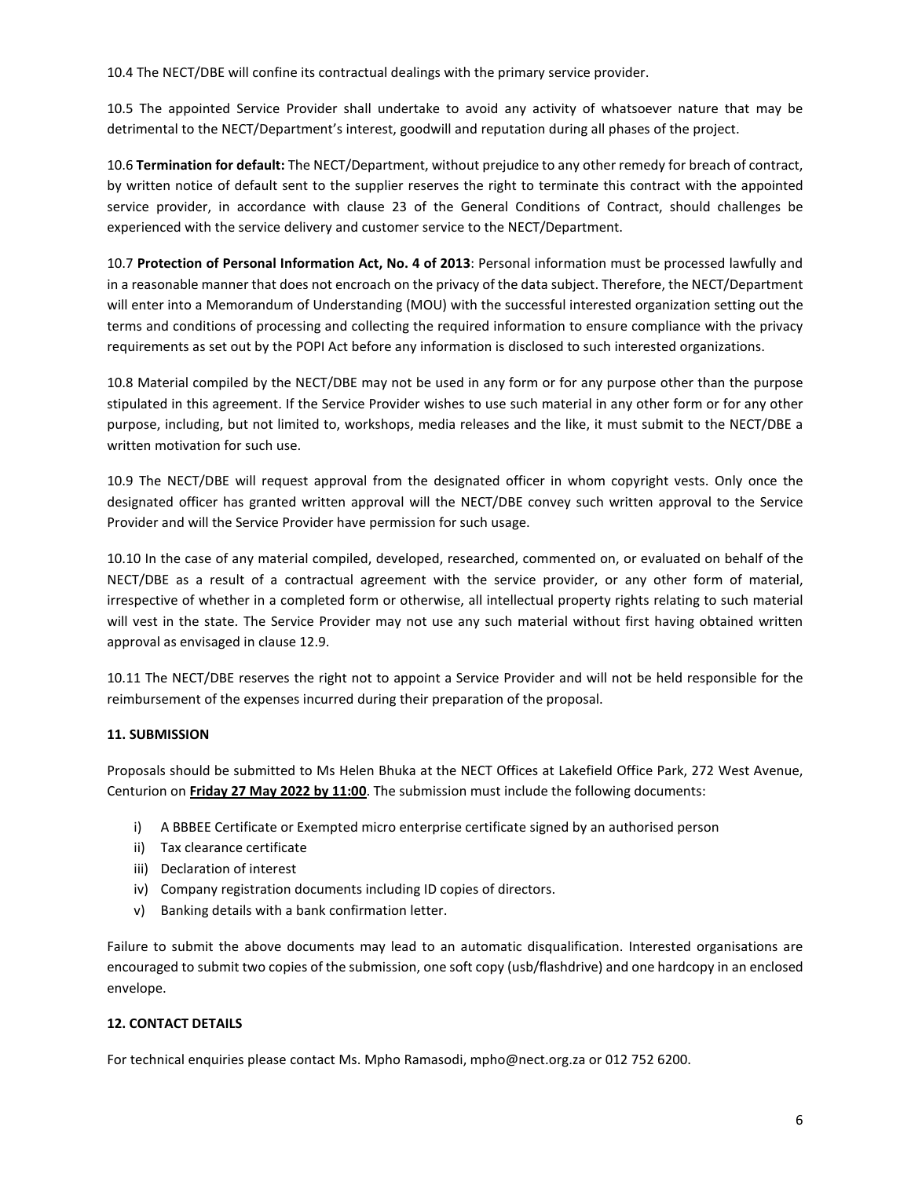10.4 The NECT/DBE will confine its contractual dealings with the primary service provider.

10.5 The appointed Service Provider shall undertake to avoid any activity of whatsoever nature that may be detrimental to the NECT/Department's interest, goodwill and reputation during all phases of the project.

10.6 **Termination for default:** The NECT/Department, without prejudice to any other remedy for breach of contract, by written notice of default sent to the supplier reserves the right to terminate this contract with the appointed service provider, in accordance with clause 23 of the General Conditions of Contract, should challenges be experienced with the service delivery and customer service to the NECT/Department.

10.7 **Protection of Personal Information Act, No. 4 of 2013**: Personal information must be processed lawfully and in a reasonable manner that does not encroach on the privacy of the data subject. Therefore, the NECT/Department will enter into a Memorandum of Understanding (MOU) with the successful interested organization setting out the terms and conditions of processing and collecting the required information to ensure compliance with the privacy requirements as set out by the POPI Act before any information is disclosed to such interested organizations.

10.8 Material compiled by the NECT/DBE may not be used in any form or for any purpose other than the purpose stipulated in this agreement. If the Service Provider wishes to use such material in any other form or for any other purpose, including, but not limited to, workshops, media releases and the like, it must submit to the NECT/DBE a written motivation for such use.

10.9 The NECT/DBE will request approval from the designated officer in whom copyright vests. Only once the designated officer has granted written approval will the NECT/DBE convey such written approval to the Service Provider and will the Service Provider have permission for such usage.

10.10 In the case of any material compiled, developed, researched, commented on, or evaluated on behalf of the NECT/DBE as a result of a contractual agreement with the service provider, or any other form of material, irrespective of whether in a completed form or otherwise, all intellectual property rights relating to such material will vest in the state. The Service Provider may not use any such material without first having obtained written approval as envisaged in clause 12.9.

10.11 The NECT/DBE reserves the right not to appoint a Service Provider and will not be held responsible for the reimbursement of the expenses incurred during their preparation of the proposal.

## 11. SUBMISSION

Proposals should be submitted to Ms Helen Bhuka at the NECT Offices at Lakefield Office Park, 272 West Avenue, Centurion on **Friday 27 May 2022 by 11:00**. The submission must include the following documents:

i) A BBBEE Certificate or Exempted micro enterprise certificate signed by an authorised person
ii) Tax clearance certificate
iii) Declaration of interest
iv) Company registration documents including ID copies of directors.
v) Banking details with a bank confirmation letter.

Failure to submit the above documents may lead to an automatic disqualification. Interested organisations are encouraged to submit two copies of the submission, one soft copy (usb/flashdrive) and one hardcopy in an enclosed envelope.

## 12. CONTACT DETAILS

For technical enquiries please contact Ms. Mpho Ramasodi, mpho@nect.org.za or 012 752 6200.